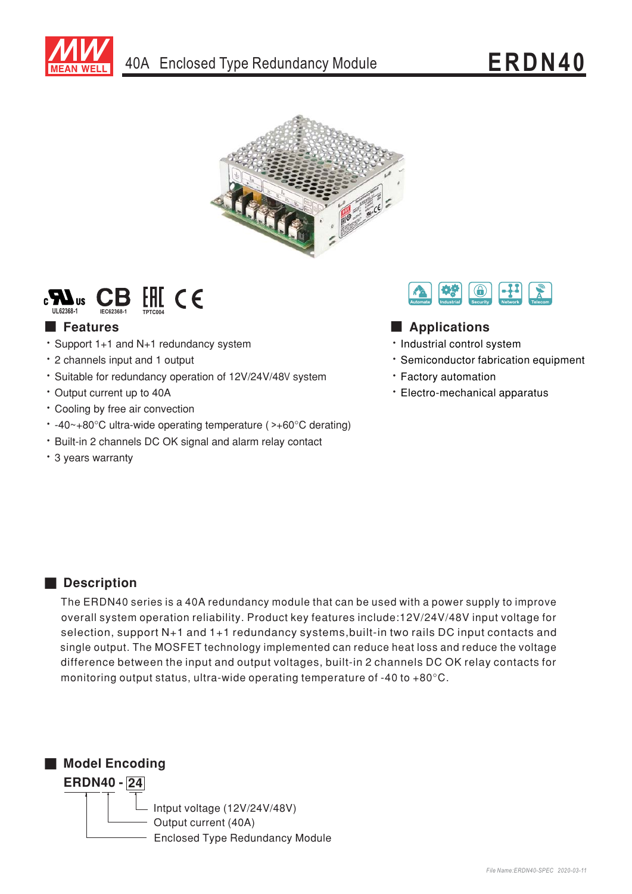# 40A Enclosed Type Redundancy Module

# ERDN40

UL62368-1 IEC62368-1 TPTC004

## Features

- Support 1+1 and N+1 redundancy system
- 2 channels input and 1 output
- Suitable for redundancy operation of 12V/24V/48V system
- Output current up to 40A
- Cooling by free air convection
- -40~+80°C ultra-wide operating temperature ( >+60°C derating)
- Built-in 2 channels DC OK signal and alarm relay contact
- 3 years warranty

## Applications

- Industrial control system
- Semiconductor fabrication equipment
- Factory automation
- Electro-mechanical apparatus

## Description

The ERDN40 series is a 40A redundancy module that can be used with a power supply to improve overall system operation reliability. Product key features include:12V/24V/48V input voltage for selection, support N+1 and 1+1 redundancy systems,built-in two rails DC input contacts and single output. The MOSFET technology implemented can reduce heat loss and reduce the voltage difference between the input and output voltages, built-in 2 channels DC OK relay contacts for monitoring output status, ultra-wide operating temperature of -40 to +80°C.

## Model Encoding

**ERDN40 - 24**

- 24: Intput voltage (12V/24V/48V)
- 40: Output current (40A)
- ERDN: Enclosed Type Redundancy Module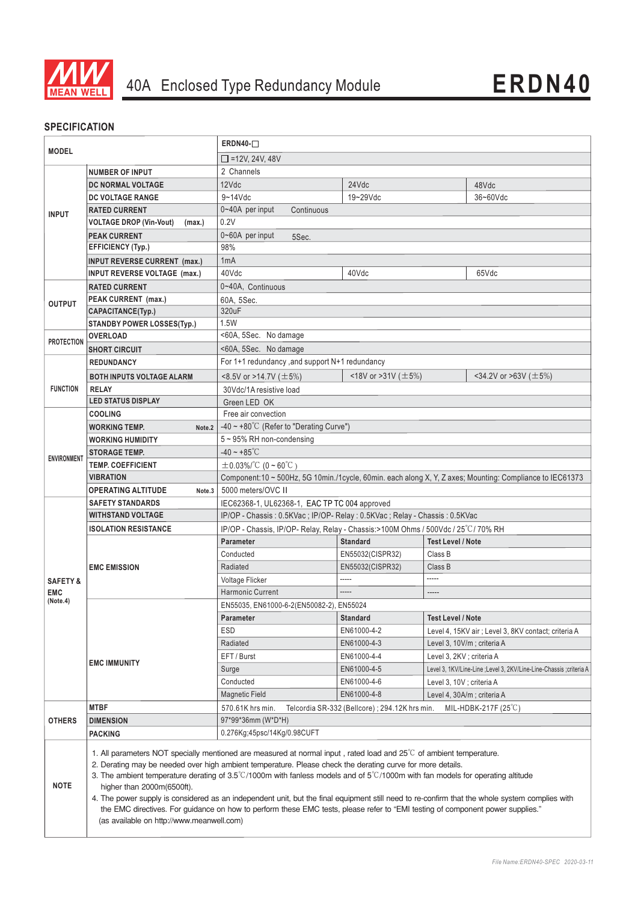# 40A Enclosed Type Redundancy Module ERDN40

## SPECIFICATION

| MODEL | | ERDN40-□ | | |
|---|---|---|---|---|
| | | □ =12V, 24V, 48V | | |
| INPUT | NUMBER OF INPUT | 2 Channels | | |
| | DC NORMAL VOLTAGE | 12Vdc | 24Vdc | 48Vdc |
| | DC VOLTAGE RANGE | 9~14Vdc | 19~29Vdc | 36~60Vdc |
| | RATED CURRENT | 0~40A per input Continuous | | |
| | VOLTAGE DROP (Vin-Vout) (max.) | 0.2V | | |
| | PEAK CURRENT | 0~60A per input 5Sec. | | |
| | EFFICIENCY (Typ.) | 98% | | |
| | INPUT REVERSE CURRENT (max.) | 1mA | | |
| | INPUT REVERSE VOLTAGE (max.) | 40Vdc | 40Vdc | 65Vdc |
| OUTPUT | RATED CURRENT | 0~40A, Continuous | | |
| | PEAK CURRENT (max.) | 60A, 5Sec. | | |
| | CAPACITANCE(Typ.) | 320uF | | |
| | STANDBY POWER LOSSES(Typ.) | 1.5W | | |
| PROTECTION | OVERLOAD | <60A, 5Sec. No damage | | |
| | SHORT CIRCUIT | <60A, 5Sec. No damage | | |
| FUNCTION | REDUNDANCY | For 1+1 redundancy ,and support N+1 redundancy | | |
| | BOTH INPUTS VOLTAGE ALARM | <8.5V or >14.7V (±5%) | <18V or >31V (±5%) | <34.2V or >63V (±5%) |
| | RELAY | 30Vdc/1A resistive load | | |
| | LED STATUS DISPLAY | Green LED OK | | |
| ENVIRONMENT | COOLING | Free air convection | | |
| | WORKING TEMP. Note.2 | -40 ~ +80℃ (Refer to "Derating Curve") | | |
| | WORKING HUMIDITY | 5 ~ 95% RH non-condensing | | |
| | STORAGE TEMP. | -40 ~ +85℃ | | |
| | TEMP. COEFFICIENT | ±0.03%/℃ (0 ~ 60℃) | | |
| | VIBRATION | Component:10 ~ 500Hz, 5G 10min./1cycle, 60min. each along X, Y, Z axes; Mounting: Compliance to IEC61373 | | |
| | OPERATING ALTITUDE Note.3 | 5000 meters/OVC II | | |
| SAFETY & EMC (Note.4) | SAFETY STANDARDS | IEC62368-1, UL62368-1, EAC TP TC 004 approved | | |
| | WITHSTAND VOLTAGE | IP/OP - Chassis : 0.5KVac ; IP/OP- Relay : 0.5KVac ; Relay - Chassis : 0.5KVac | | |
| | ISOLATION RESISTANCE | IP/OP - Chassis, IP/OP- Relay, Relay - Chassis:>100M Ohms / 500Vdc / 25℃/ 70% RH | | |
| | EMC EMISSION | **Parameter** | **Standard** | **Test Level / Note** |
| | | Conducted | EN55032(CISPR32) | Class B |
| | | Radiated | EN55032(CISPR32) | Class B |
| | | Voltage Flicker | ----- | ----- |
| | | Harmonic Current | ----- | ----- |
| | EMC IMMUNITY | EN55035, EN61000-6-2(EN50082-2), EN55024 | | |
| | | **Parameter** | **Standard** | **Test Level / Note** |
| | | ESD | EN61000-4-2 | Level 4, 15KV air ; Level 3, 8KV contact; criteria A |
| | | Radiated | EN61000-4-3 | Level 3, 10V/m ; criteria A |
| | | EFT / Burst | EN61000-4-4 | Level 3, 2KV ; criteria A |
| | | Surge | EN61000-4-5 | Level 3, 1KV/Line-Line ;Level 3, 2KV/Line-Line-Chassis ;criteria A |
| | | Conducted | EN61000-4-6 | Level 3, 10V ; criteria A |
| | | Magnetic Field | EN61000-4-8 | Level 4, 30A/m ; criteria A |
| OTHERS | MTBF | 570.61K hrs min. Telcordia SR-332 (Bellcore) ; 294.12K hrs min. MIL-HDBK-217F (25℃) | | |
| | DIMENSION | 97*99*36mm (W*D*H) | | |
| | PACKING | 0.276Kg;45psc/14Kg/0.98CUFT | | |

**NOTE**

1. All parameters NOT specially mentioned are measured at normal input , rated load and 25℃ of ambient temperature.
2. Derating may be needed over high ambient temperature. Please check the derating curve for more details.
3. The ambient temperature derating of 3.5℃/1000m with fanless models and of 5℃/1000m with fan models for operating altitude higher than 2000m(6500ft).
4. The power supply is considered as an independent unit, but the final equipment still need to re-confirm that the whole system complies with the EMC directives. For guidance on how to perform these EMC tests, please refer to "EMI testing of component power supplies." (as available on http://www.meanwell.com)

*File Name:ERDN40-SPEC 2020-03-11*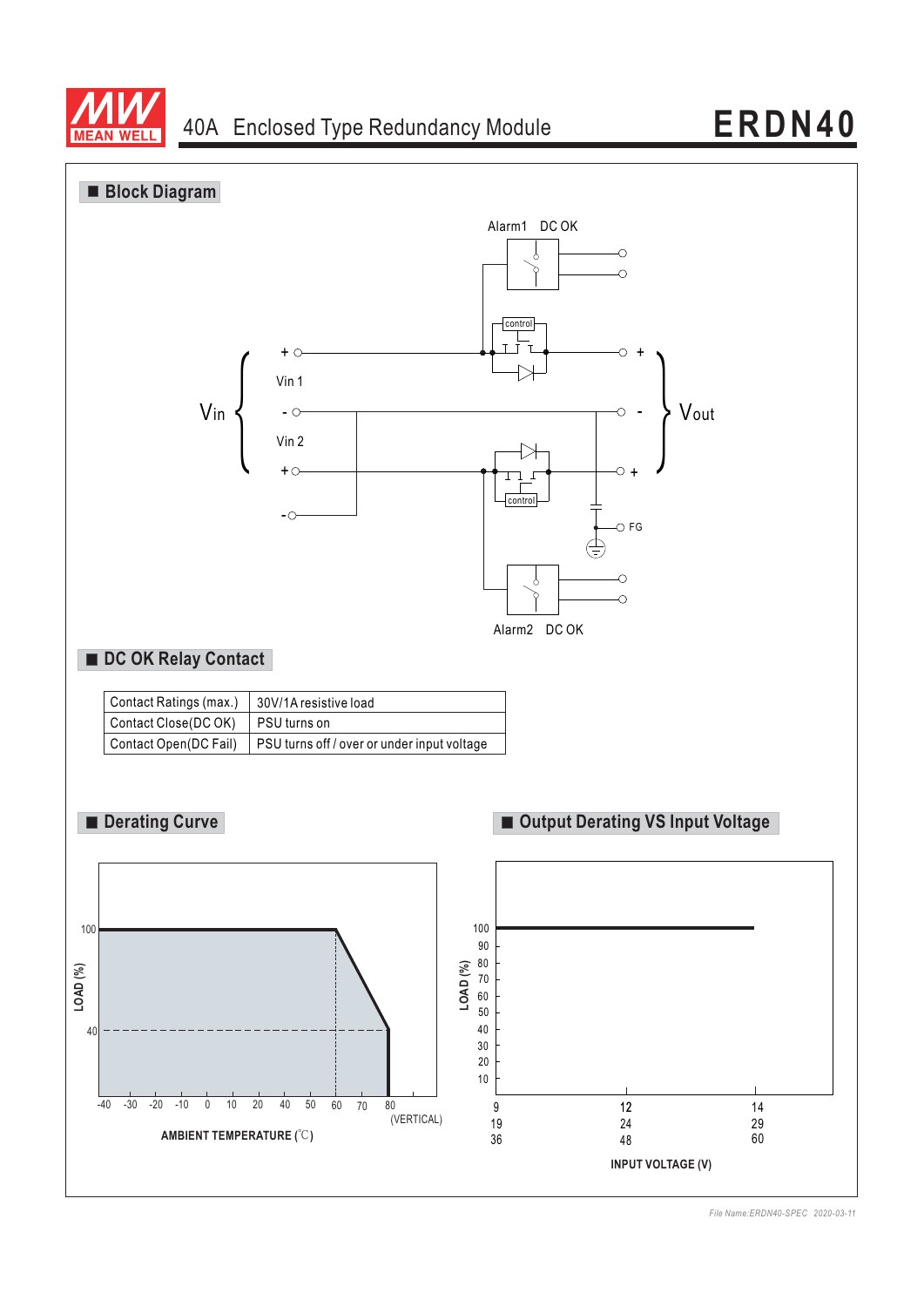## Block Diagram

Alarm1 DC OK

Vin: Vin 1 (+, -), Vin 2 (+, -)

Vout (+, -, +)

FG

Alarm2 DC OK

## DC OK Relay Contact

| Contact Ratings (max.) | 30V/1A resistive load |
|---|---|
| Contact Close(DC OK) | PSU turns on |
| Contact Open(DC Fail) | PSU turns off / over or under input voltage |

## Derating Curve

LOAD (%): 100, 40

AMBIENT TEMPERATURE (℃): -40, -30, -20, -10, 0, 10, 20, 40, 50, 60, 70, 80 (VERTICAL)

## Output Derating VS Input Voltage

LOAD (%): 100, 90, 80, 70, 60, 50, 40, 30, 20, 10

INPUT VOLTAGE (V):

| 9 | 12 | 14 |
|---|---|---|
| 19 | 24 | 29 |
| 36 | 48 | 60 |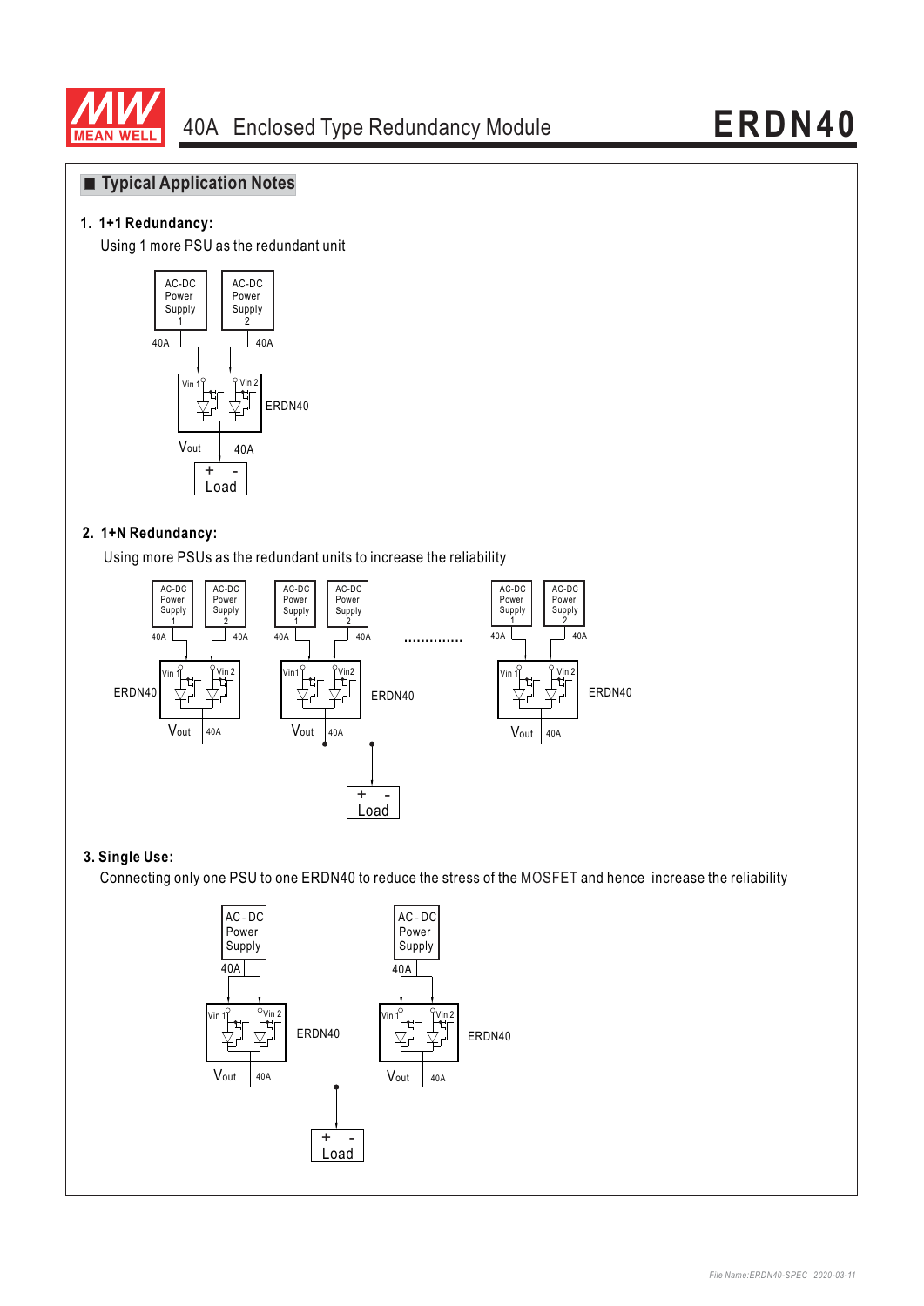## ■ Typical Application Notes

**1. 1+1 Redundancy:**

Using 1 more PSU as the redundant unit

AC-DC Power Supply 1 — 40A; AC-DC Power Supply 2 — 40A; Vin 1, Vin 2; ERDN40; Vout 40A; + - Load

**2. 1+N Redundancy:**

Using more PSUs as the redundant units to increase the reliability

AC-DC Power Supply 1 — 40A; AC-DC Power Supply 2 — 40A; Vin 1, Vin 2; ERDN40; Vout 40A; ............. ; + - Load

**3. Single Use:**

Connecting only one PSU to one ERDN40 to reduce the stress of the MOSFET and hence increase the reliability

AC-DC Power Supply — 40A; Vin 1, Vin 2; ERDN40; Vout 40A; + - Load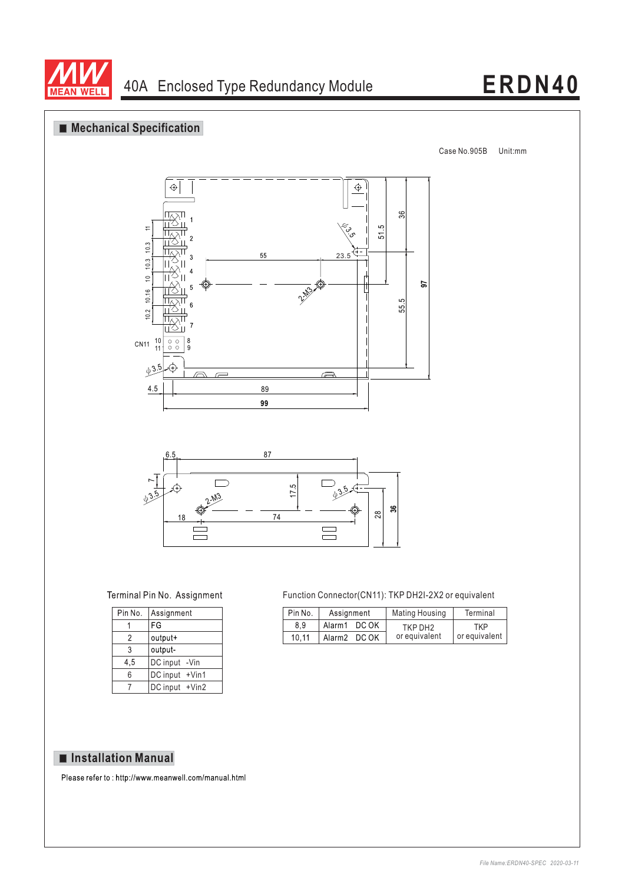## ■ Mechanical Specification

Case No.905B Unit:mm

11
10.3
10.3
10
10.16
10.2
1
2
3
4
5
6
7
CN11 10 11 8 9
φ3.5
φ3.5
55
23.5
2-M3
51.5
36
97
55.5
4.5
89
99

6.5
87
7
φ3.5
2-M3
17.5
φ3.5
18
74
28
36

Terminal Pin No. Assignment

| Pin No. | Assignment |
|---|---|
| 1 | FG |
| 2 | output+ |
| 3 | output- |
| 4,5 | DC input -Vin |
| 6 | DC input +Vin1 |
| 7 | DC input +Vin2 |

Function Connector(CN11): TKP DH2I-2X2 or equivalent

| Pin No. | Assignment | Mating Housing | Terminal |
|---|---|---|---|
| 8,9 | Alarm1 DC OK | TKP DH2 or equivalent | TKP or equivalent |
| 10,11 | Alarm2 DC OK | | |

## ■ Installation Manual

Please refer to : http://www.meanwell.com/manual.html